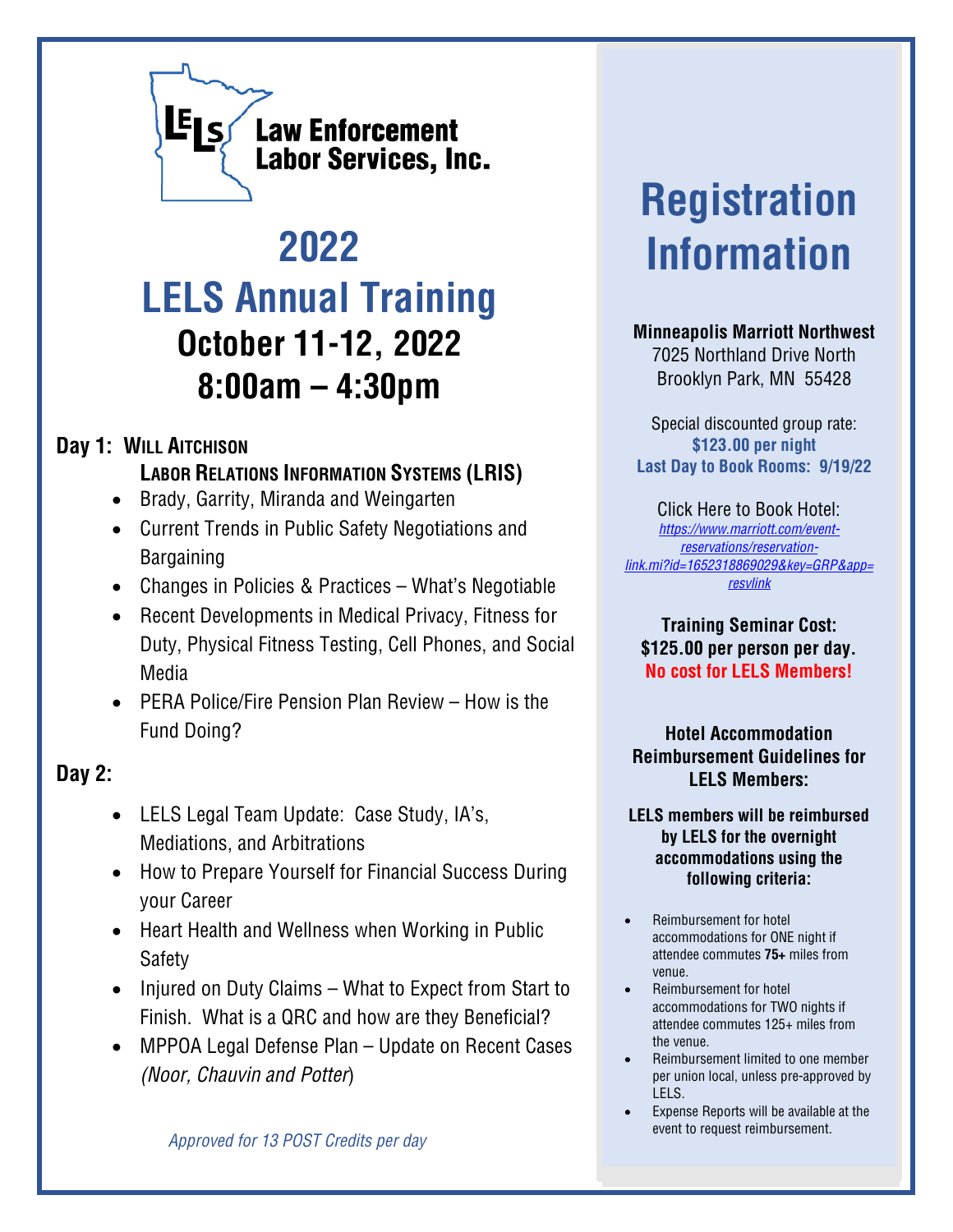Law Enforcement Labor Services, Inc.

# 2022
# LELS Annual Training
## October 11-12, 2022
## 8:00am – 4:30pm

**Day 1: WILL AITCHISON**
**LABOR RELATIONS INFORMATION SYSTEMS (LRIS)**

- Brady, Garrity, Miranda and Weingarten
- Current Trends in Public Safety Negotiations and Bargaining
- Changes in Policies & Practices – What's Negotiable
- Recent Developments in Medical Privacy, Fitness for Duty, Physical Fitness Testing, Cell Phones, and Social Media
- PERA Police/Fire Pension Plan Review – How is the Fund Doing?

**Day 2:**

- LELS Legal Team Update: Case Study, IA's, Mediations, and Arbitrations
- How to Prepare Yourself for Financial Success During your Career
- Heart Health and Wellness when Working in Public Safety
- Injured on Duty Claims – What to Expect from Start to Finish. What is a QRC and how are they Beneficial?
- MPPOA Legal Defense Plan – Update on Recent Cases *(Noor, Chauvin and Potter)*

*Approved for 13 POST Credits per day*

# Registration Information

**Minneapolis Marriott Northwest**
7025 Northland Drive North
Brooklyn Park, MN 55428

Special discounted group rate:
**$123.00 per night**
**Last Day to Book Rooms: 9/19/22**

Click Here to Book Hotel:
[https://www.marriott.com/event-reservations/reservation-link.mi?id=1652318869029&key=GRP&app=resvlink](https://www.marriott.com/event-reservations/reservation-link.mi?id=1652318869029&key=GRP&app=resvlink)

**Training Seminar Cost:**
**$125.00 per person per day.**
**No cost for LELS Members!**

**Hotel Accommodation Reimbursement Guidelines for LELS Members:**

**LELS members will be reimbursed by LELS for the overnight accommodations using the following criteria:**

- Reimbursement for hotel accommodations for ONE night if attendee commutes **75+** miles from venue.
- Reimbursement for hotel accommodations for TWO nights if attendee commutes 125+ miles from the venue.
- Reimbursement limited to one member per union local, unless pre-approved by LELS.
- Expense Reports will be available at the event to request reimbursement.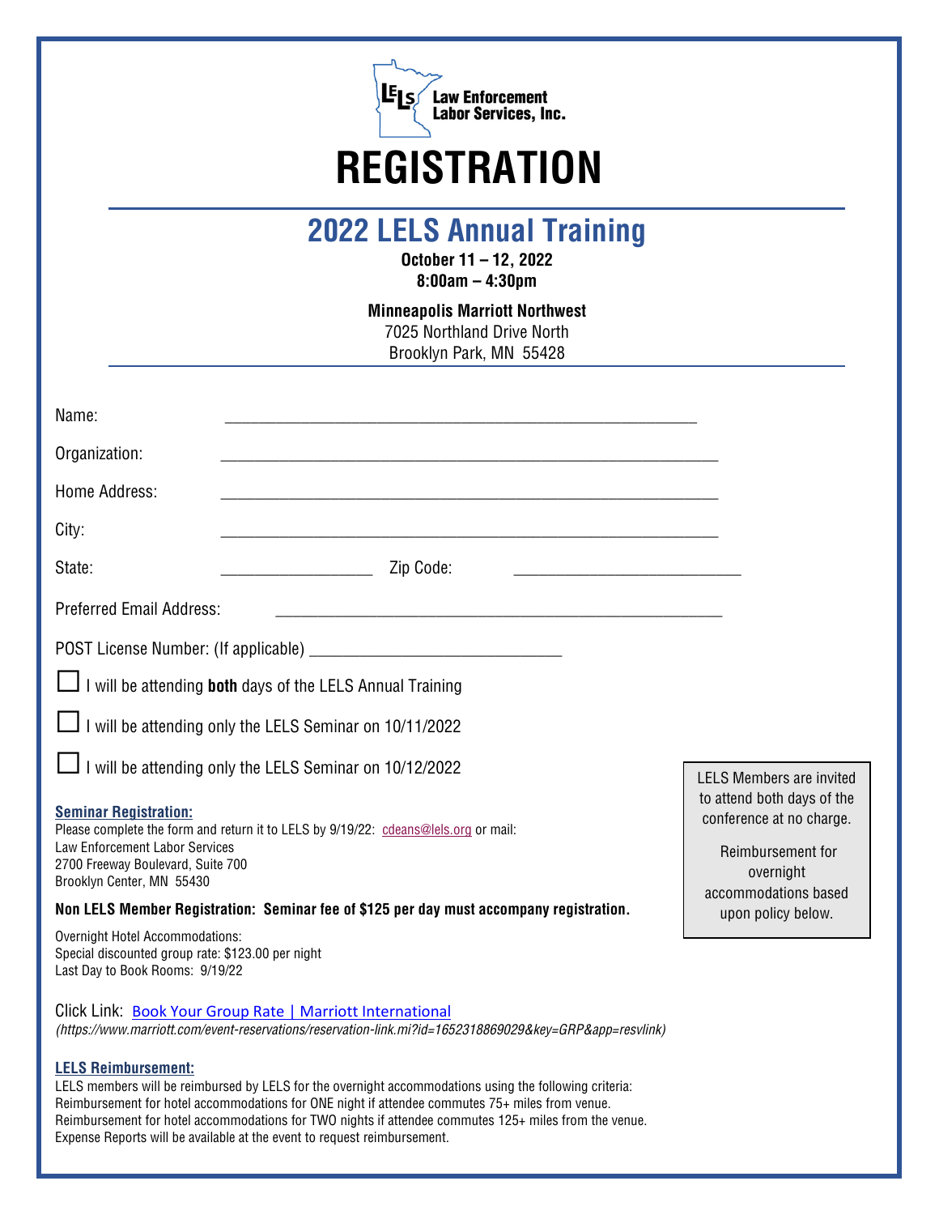Law Enforcement Labor Services, Inc.

# REGISTRATION

## 2022 LELS Annual Training

**October 11 – 12, 2022**
**8:00am – 4:30pm**

**Minneapolis Marriott Northwest**
7025 Northland Drive North
Brooklyn Park, MN 55428

Name: ______________________________________________________

Organization: ______________________________________________________

Home Address: ______________________________________________________

City: ______________________________________________________

State: _________________ Zip Code: _________________________

Preferred Email Address: ___________________________________________________

POST License Number: (If applicable) ____________________________

☐ I will be attending **both** days of the LELS Annual Training

☐ I will be attending only the LELS Seminar on 10/11/2022

☐ I will be attending only the LELS Seminar on 10/12/2022

LELS Members are invited to attend both days of the conference at no charge.

Reimbursement for overnight accommodations based upon policy below.

**Seminar Registration:**

Please complete the form and return it to LELS by 9/19/22: cdeans@lels.org or mail:
Law Enforcement Labor Services
2700 Freeway Boulevard, Suite 700
Brooklyn Center, MN 55430

**Non LELS Member Registration: Seminar fee of $125 per day must accompany registration.**

Overnight Hotel Accommodations:
Special discounted group rate: $123.00 per night
Last Day to Book Rooms: 9/19/22

Click Link: Book Your Group Rate | Marriott International
*(https://www.marriott.com/event-reservations/reservation-link.mi?id=1652318869029&key=GRP&app=resvlink)*

**LELS Reimbursement:**

LELS members will be reimbursed by LELS for the overnight accommodations using the following criteria:
Reimbursement for hotel accommodations for ONE night if attendee commutes 75+ miles from venue.
Reimbursement for hotel accommodations for TWO nights if attendee commutes 125+ miles from the venue.
Expense Reports will be available at the event to request reimbursement.